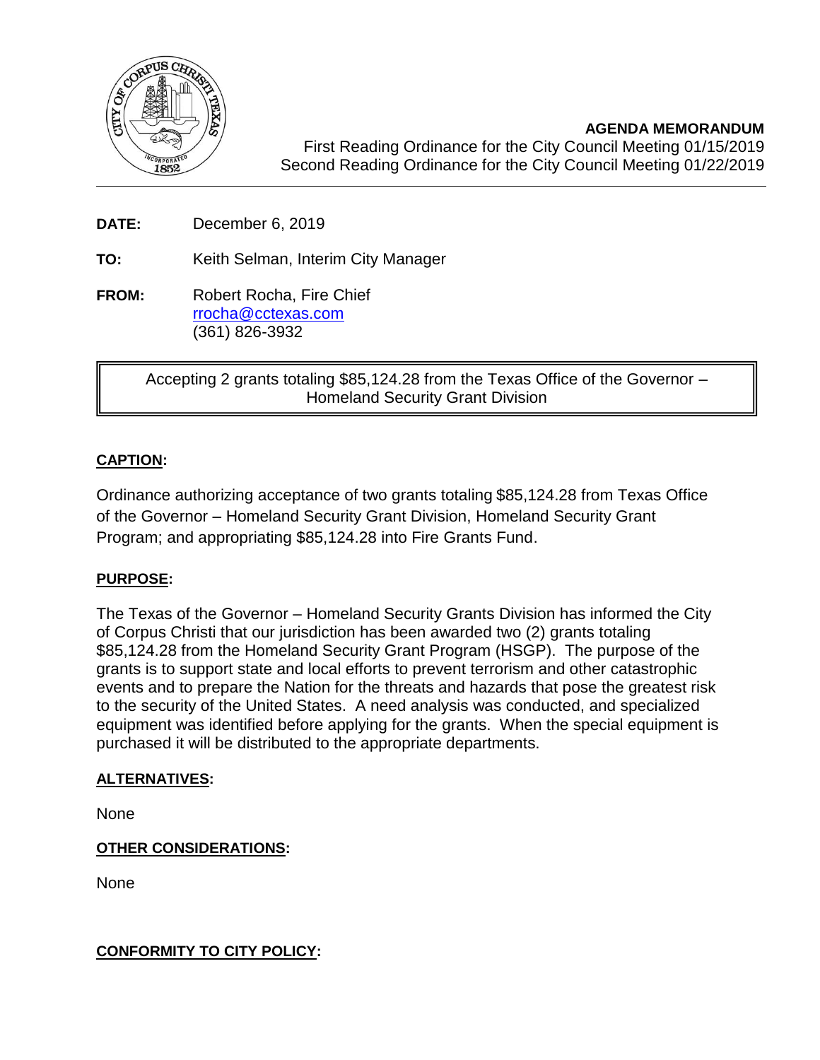**AGENDA MEMORANDUM**
First Reading Ordinance for the City Council Meeting 01/15/2019
Second Reading Ordinance for the City Council Meeting 01/22/2019

---

**DATE:** December 6, 2019

**TO:** Keith Selman, Interim City Manager

**FROM:** Robert Rocha, Fire Chief
rrocha@cctexas.com
(361) 826-3932

Accepting 2 grants totaling $85,124.28 from the Texas Office of the Governor – Homeland Security Grant Division

**CAPTION:**

Ordinance authorizing acceptance of two grants totaling $85,124.28 from Texas Office of the Governor – Homeland Security Grant Division, Homeland Security Grant Program; and appropriating $85,124.28 into Fire Grants Fund.

**PURPOSE:**

The Texas of the Governor – Homeland Security Grants Division has informed the City of Corpus Christi that our jurisdiction has been awarded two (2) grants totaling $85,124.28 from the Homeland Security Grant Program (HSGP). The purpose of the grants is to support state and local efforts to prevent terrorism and other catastrophic events and to prepare the Nation for the threats and hazards that pose the greatest risk to the security of the United States. A need analysis was conducted, and specialized equipment was identified before applying for the grants. When the special equipment is purchased it will be distributed to the appropriate departments.

**ALTERNATIVES:**

None

**OTHER CONSIDERATIONS:**

None

**CONFORMITY TO CITY POLICY:**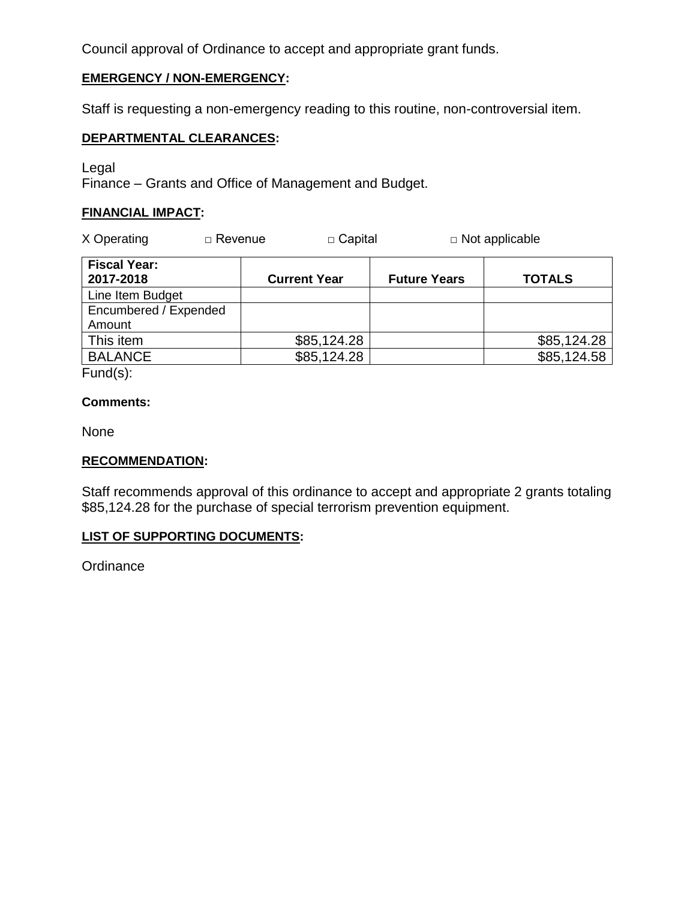Council approval of Ordinance to accept and appropriate grant funds.

**EMERGENCY / NON-EMERGENCY:**

Staff is requesting a non-emergency reading to this routine, non-controversial item.

**DEPARTMENTAL CLEARANCES:**

Legal
Finance – Grants and Office of Management and Budget.

**FINANCIAL IMPACT:**

X Operating ◻ Revenue ◻ Capital ◻ Not applicable

| **Fiscal Year: 2017-2018** | **Current Year** | **Future Years** | **TOTALS** |
|---|---|---|---|
| Line Item Budget | | | |
| Encumbered / Expended Amount | | | |
| This item | $85,124.28 | | $85,124.28 |
| BALANCE | $85,124.28 | | $85,124.58 |

Fund(s):

**Comments:**

None

**RECOMMENDATION:**

Staff recommends approval of this ordinance to accept and appropriate 2 grants totaling $85,124.28 for the purchase of special terrorism prevention equipment.

**LIST OF SUPPORTING DOCUMENTS:**

Ordinance